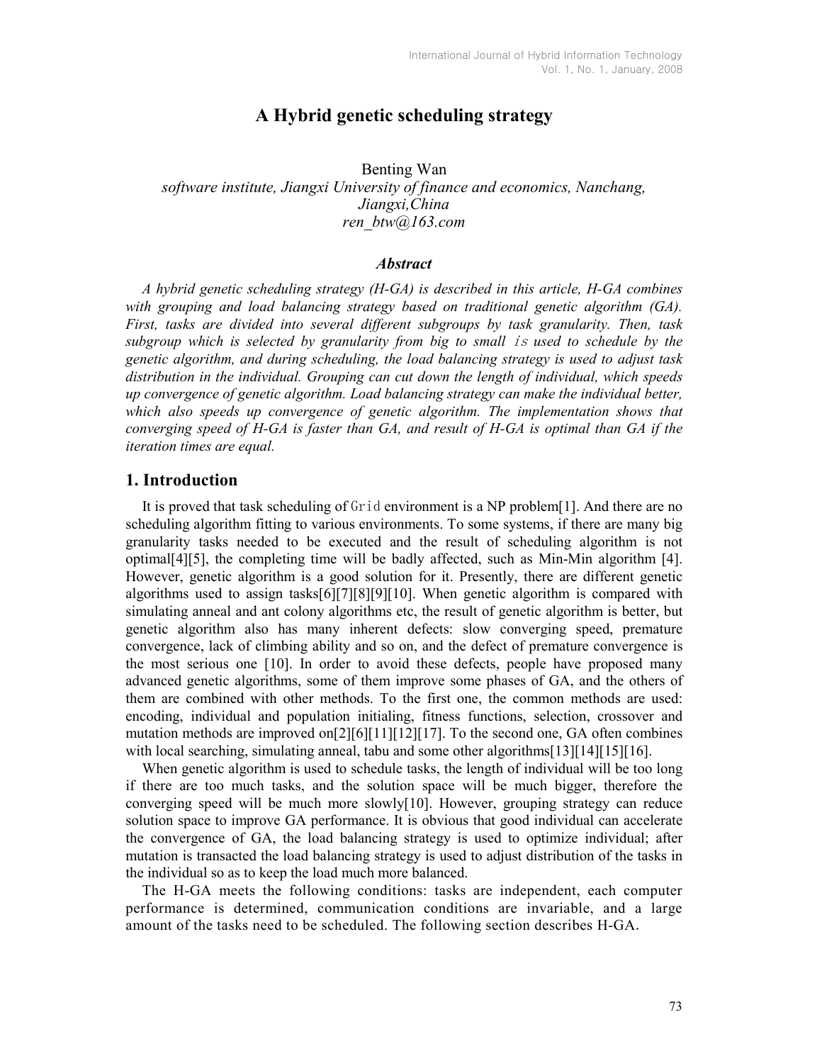# A Hybrid genetic scheduling strategy

Benting Wan

*software institute, Jiangxi University of finance and economics, Nanchang, Jiangxi,China*

*ren_btw@163.com*

### *Abstract*

*A hybrid genetic scheduling strategy (H-GA) is described in this article, H-GA combines with grouping and load balancing strategy based on traditional genetic algorithm (GA). First, tasks are divided into several different subgroups by task granularity. Then, task subgroup which is selected by granularity from big to small is used to schedule by the genetic algorithm, and during scheduling, the load balancing strategy is used to adjust task distribution in the individual. Grouping can cut down the length of individual, which speeds up convergence of genetic algorithm. Load balancing strategy can make the individual better, which also speeds up convergence of genetic algorithm. The implementation shows that converging speed of H-GA is faster than GA, and result of H-GA is optimal than GA if the iteration times are equal.*

## 1. Introduction

It is proved that task scheduling of Grid environment is a NP problem[1]. And there are no scheduling algorithm fitting to various environments. To some systems, if there are many big granularity tasks needed to be executed and the result of scheduling algorithm is not optimal[4][5], the completing time will be badly affected, such as Min-Min algorithm [4]. However, genetic algorithm is a good solution for it. Presently, there are different genetic algorithms used to assign tasks[6][7][8][9][10]. When genetic algorithm is compared with simulating anneal and ant colony algorithms etc, the result of genetic algorithm is better, but genetic algorithm also has many inherent defects: slow converging speed, premature convergence, lack of climbing ability and so on, and the defect of premature convergence is the most serious one [10]. In order to avoid these defects, people have proposed many advanced genetic algorithms, some of them improve some phases of GA, and the others of them are combined with other methods. To the first one, the common methods are used: encoding, individual and population initialing, fitness functions, selection, crossover and mutation methods are improved on[2][6][11][12][17]. To the second one, GA often combines with local searching, simulating anneal, tabu and some other algorithms[13][14][15][16].

When genetic algorithm is used to schedule tasks, the length of individual will be too long if there are too much tasks, and the solution space will be much bigger, therefore the converging speed will be much more slowly[10]. However, grouping strategy can reduce solution space to improve GA performance. It is obvious that good individual can accelerate the convergence of GA, the load balancing strategy is used to optimize individual; after mutation is transacted the load balancing strategy is used to adjust distribution of the tasks in the individual so as to keep the load much more balanced.

The H-GA meets the following conditions: tasks are independent, each computer performance is determined, communication conditions are invariable, and a large amount of the tasks need to be scheduled. The following section describes H-GA.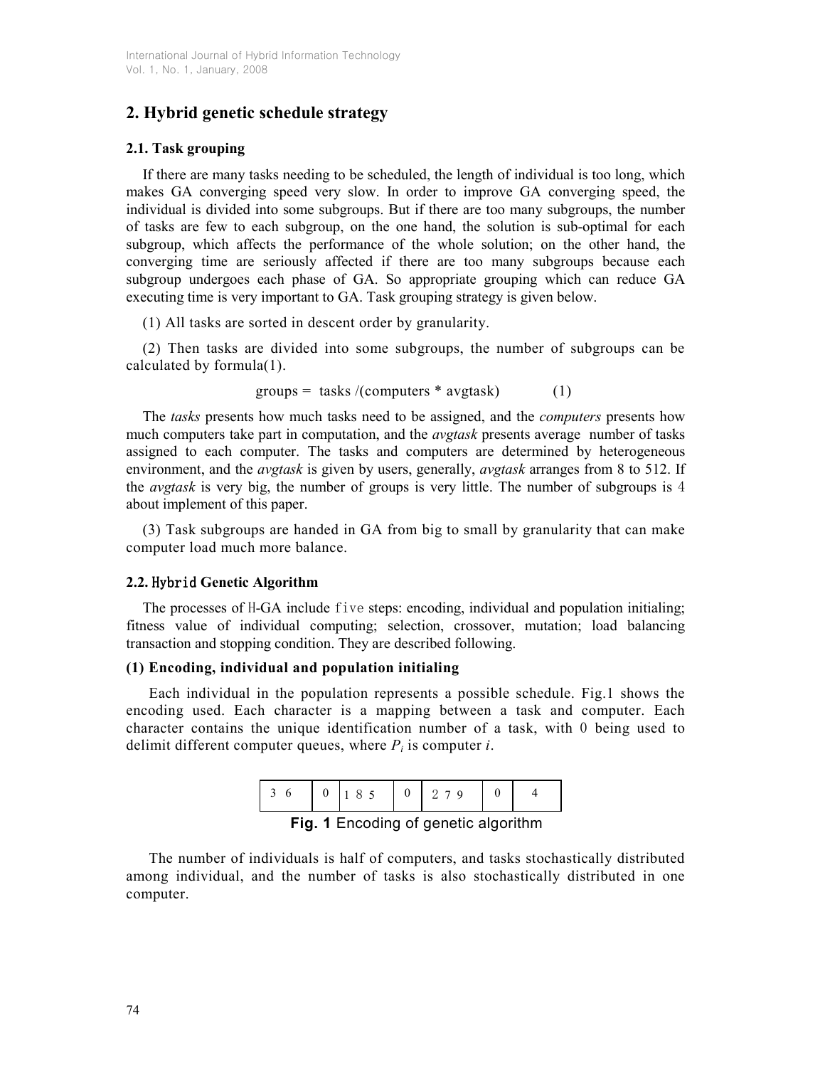## 2. Hybrid genetic schedule strategy

### 2.1. Task grouping

If there are many tasks needing to be scheduled, the length of individual is too long, which makes GA converging speed very slow. In order to improve GA converging speed, the individual is divided into some subgroups. But if there are too many subgroups, the number of tasks are few to each subgroup, on the one hand, the solution is sub-optimal for each subgroup, which affects the performance of the whole solution; on the other hand, the converging time are seriously affected if there are too many subgroups because each subgroup undergoes each phase of GA. So appropriate grouping which can reduce GA executing time is very important to GA. Task grouping strategy is given below.

(1) All tasks are sorted in descent order by granularity.

(2) Then tasks are divided into some subgroups, the number of subgroups can be calculated by formula(1).

$$\text{groups} = \text{tasks} / (\text{computers} * \text{avgtask}) \qquad (1)$$

The *tasks* presents how much tasks need to be assigned, and the *computers* presents how much computers take part in computation, and the *avgtask* presents average number of tasks assigned to each computer. The tasks and computers are determined by heterogeneous environment, and the *avgtask* is given by users, generally, *avgtask* arranges from 8 to 512. If the *avgtask* is very big, the number of groups is very little. The number of subgroups is 4 about implement of this paper.

(3) Task subgroups are handed in GA from big to small by granularity that can make computer load much more balance.

### 2.2. Hybrid Genetic Algorithm

The processes of H-GA include five steps: encoding, individual and population initialing; fitness value of individual computing; selection, crossover, mutation; load balancing transaction and stopping condition. They are described following.

**(1) Encoding, individual and population initialing**

Each individual in the population represents a possible schedule. Fig.1 shows the encoding used. Each character is a mapping between a task and computer. Each character contains the unique identification number of a task, with 0 being used to delimit different computer queues, where $P_i$ is computer $i$.

| | | | | | | |
|---|---|---|---|---|---|---|
| 3 6 | 0 | 1 8 5 | 0 | 2 7 9 | 0 | 4 |

**Fig. 1** Encoding of genetic algorithm

The number of individuals is half of computers, and tasks stochastically distributed among individual, and the number of tasks is also stochastically distributed in one computer.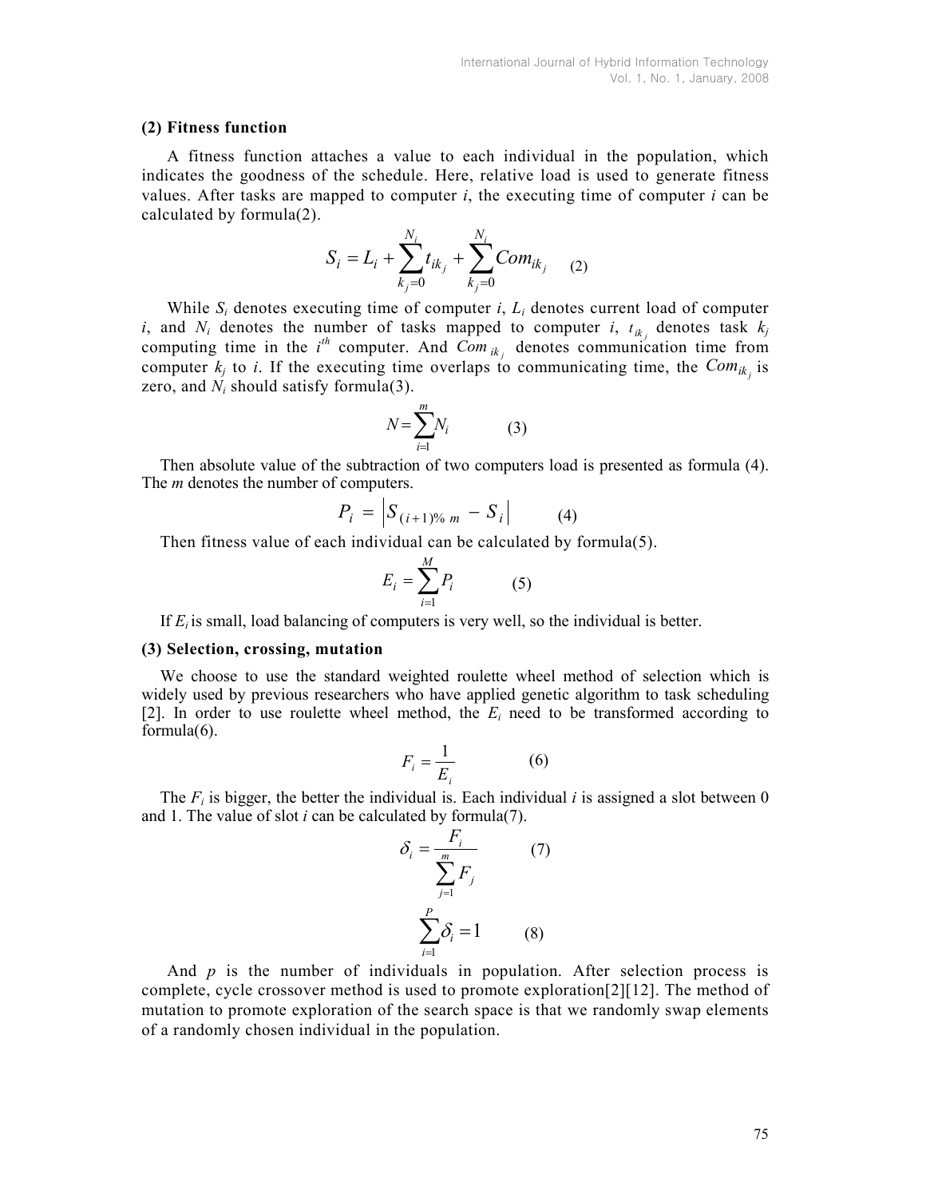**(2) Fitness function**

A fitness function attaches a value to each individual in the population, which indicates the goodness of the schedule. Here, relative load is used to generate fitness values. After tasks are mapped to computer $i$, the executing time of computer $i$ can be calculated by formula(2).

$$S_i = L_i + \sum_{k_j=0}^{N_i} t_{ik_j} + \sum_{k_j=0}^{N_i} Com_{ik_j} \quad (2)$$

While $S_i$ denotes executing time of computer $i$, $L_i$ denotes current load of computer $i$, and $N_i$ denotes the number of tasks mapped to computer $i$, $t_{ik_j}$ denotes task $k_j$ computing time in the $i^{th}$ computer. And $Com_{ik_j}$ denotes communication time from computer $k_j$ to $i$. If the executing time overlaps to communicating time, the $Com_{ik_j}$ is zero, and $N_i$ should satisfy formula(3).

$$N = \sum_{i=1}^{m} N_i \quad (3)$$

Then absolute value of the subtraction of two computers load is presented as formula (4). The $m$ denotes the number of computers.

$$P_i = \left| S_{(i+1)\%m} - S_i \right| \quad (4)$$

Then fitness value of each individual can be calculated by formula(5).

$$E_i = \sum_{i=1}^{M} P_i \quad (5)$$

If $E_i$ is small, load balancing of computers is very well, so the individual is better.

**(3) Selection, crossing, mutation**

We choose to use the standard weighted roulette wheel method of selection which is widely used by previous researchers who have applied genetic algorithm to task scheduling [2]. In order to use roulette wheel method, the $E_i$ need to be transformed according to formula(6).

$$F_i = \frac{1}{E_i} \quad (6)$$

The $F_i$ is bigger, the better the individual is. Each individual $i$ is assigned a slot between 0 and 1. The value of slot $i$ can be calculated by formula(7).

$$\delta_i = \frac{F_i}{\sum_{j=1}^{m} F_j} \quad (7)$$

$$\sum_{i=1}^{P} \delta_i = 1 \quad (8)$$

And $p$ is the number of individuals in population. After selection process is complete, cycle crossover method is used to promote exploration[2][12]. The method of mutation to promote exploration of the search space is that we randomly swap elements of a randomly chosen individual in the population.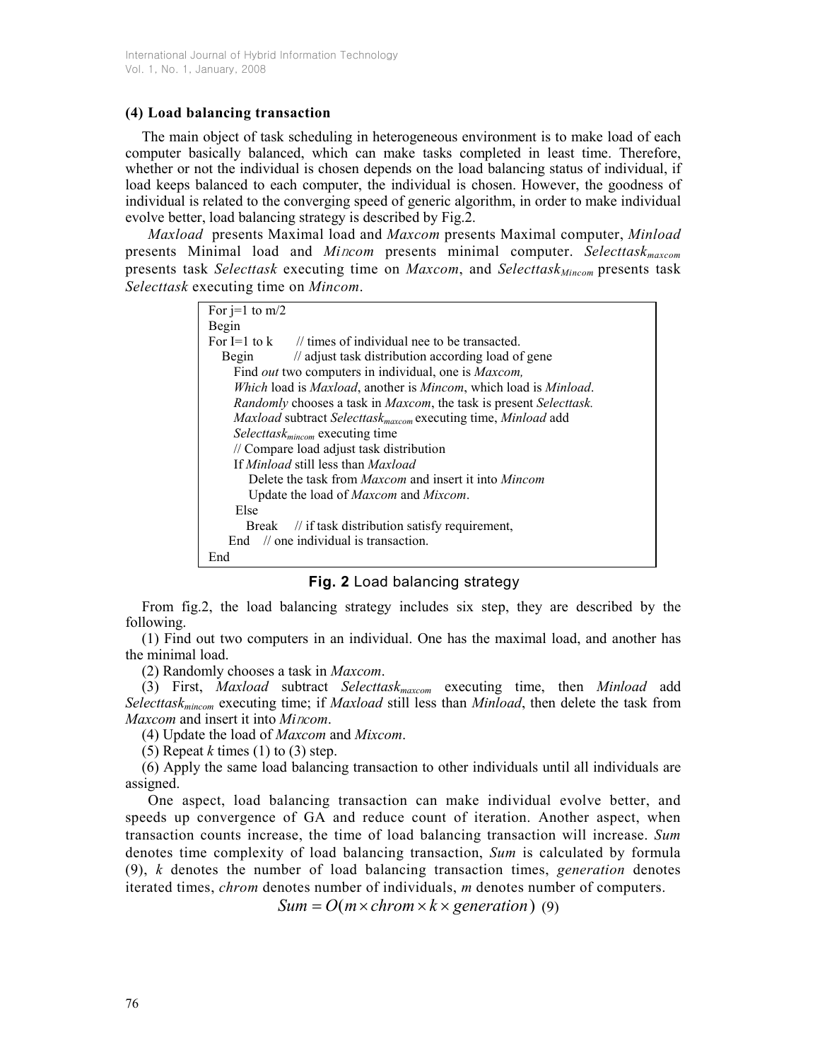### (4) Load balancing transaction

The main object of task scheduling in heterogeneous environment is to make load of each computer basically balanced, which can make tasks completed in least time. Therefore, whether or not the individual is chosen depends on the load balancing status of individual, if load keeps balanced to each computer, the individual is chosen. However, the goodness of individual is related to the converging speed of generic algorithm, in order to make individual evolve better, load balancing strategy is described by Fig.2.

*Maxload* presents Maximal load and *Maxcom* presents Maximal computer, *Minload* presents Minimal load and *Mincom* presents minimal computer. $Selecttask_{maxcom}$ presents task *Selecttask* executing time on *Maxcom*, and $Selecttask_{Mincom}$ presents task *Selecttask* executing time on *Mincom*.

```
For j=1 to m/2
Begin
For I=1 to k       // times of individual nee to be transacted.
   Begin           // adjust task distribution according load of gene
      Find out two computers in individual, one is Maxcom,
      Which load is Maxload, another is Mincom, which load is Minload.
      Randomly chooses a task in Maxcom, the task is present Selecttask.
      Maxload subtract Selecttask_maxcom executing time, Minload add
      Selecttask_mincom executing time
      // Compare load adjust task distribution
      If Minload still less than Maxload
         Delete the task from Maxcom and insert it into Mincom
         Update the load of Maxcom and Mixcom.
      Else
         Break    // if task distribution satisfy requirement,
     End   // one individual is transaction.
End
```

**Fig. 2** Load balancing strategy

From fig.2, the load balancing strategy includes six step, they are described by the following.

(1) Find out two computers in an individual. One has the maximal load, and another has the minimal load.

(2) Randomly chooses a task in *Maxcom*.

(3) First, *Maxload* subtract $Selecttask_{maxcom}$ executing time, then *Minload* add $Selecttask_{mincom}$ executing time; if *Maxload* still less than *Minload*, then delete the task from *Maxcom* and insert it into *Mincom*.

(4) Update the load of *Maxcom* and *Mixcom*.

(5) Repeat *k* times (1) to (3) step.

(6) Apply the same load balancing transaction to other individuals until all individuals are assigned.

One aspect, load balancing transaction can make individual evolve better, and speeds up convergence of GA and reduce count of iteration. Another aspect, when transaction counts increase, the time of load balancing transaction will increase. *Sum* denotes time complexity of load balancing transaction, *Sum* is calculated by formula (9), *k* denotes the number of load balancing transaction times, *generation* denotes iterated times, *chrom* denotes number of individuals, *m* denotes number of computers.

$$Sum = O(m \times chrom \times k \times generation) \quad (9)$$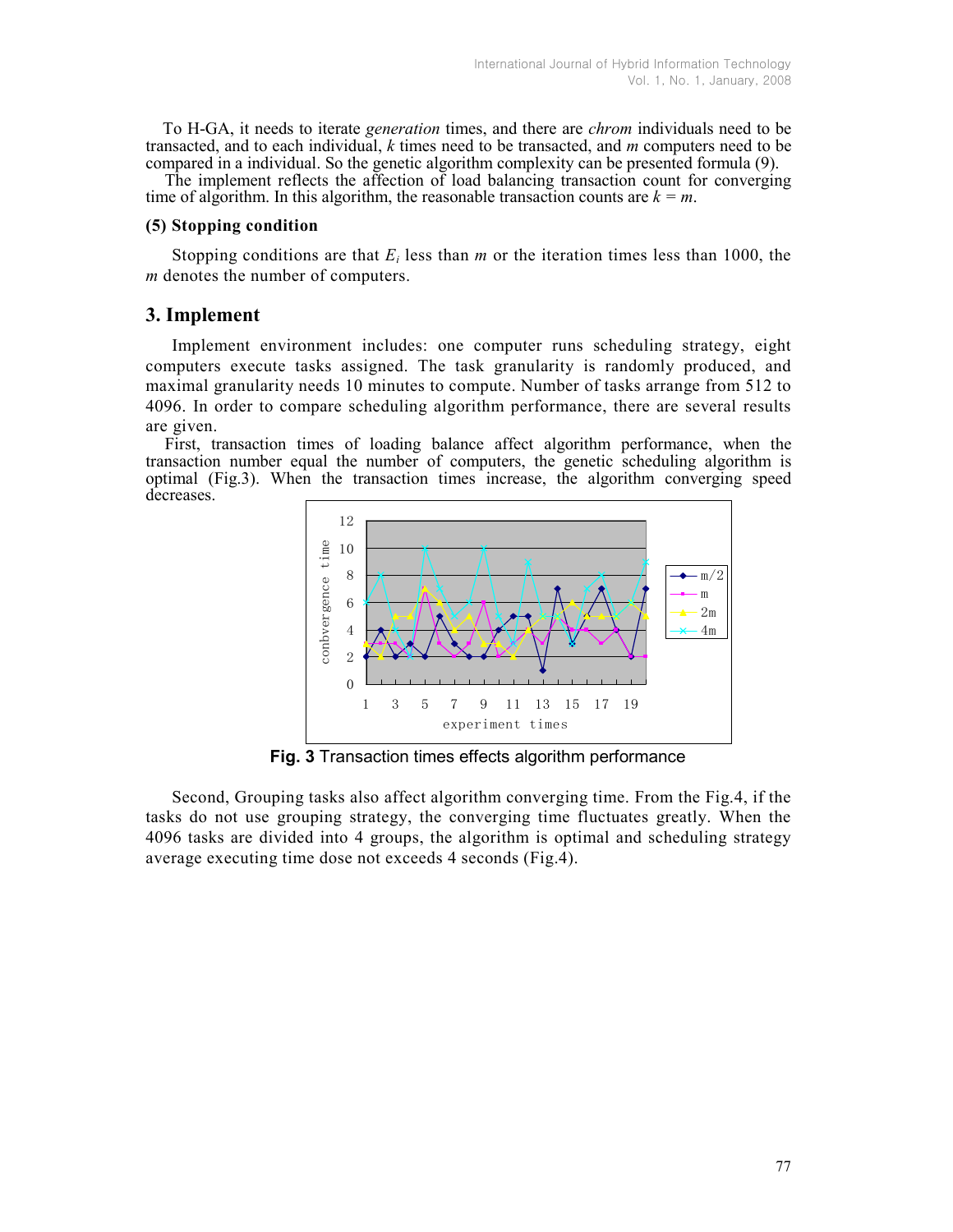To H-GA, it needs to iterate *generation* times, and there are *chrom* individuals need to be transacted, and to each individual, $k$ times need to be transacted, and $m$ computers need to be compared in a individual. So the genetic algorithm complexity can be presented formula (9).

The implement reflects the affection of load balancing transaction count for converging time of algorithm. In this algorithm, the reasonable transaction counts are $k = m$.

### (5) Stopping condition

Stopping conditions are that $E_i$ less than $m$ or the iteration times less than 1000, the $m$ denotes the number of computers.

## 3. Implement

Implement environment includes: one computer runs scheduling strategy, eight computers execute tasks assigned. The task granularity is randomly produced, and maximal granularity needs 10 minutes to compute. Number of tasks arrange from 512 to 4096. In order to compare scheduling algorithm performance, there are several results are given.

First, transaction times of loading balance affect algorithm performance, when the transaction number equal the number of computers, the genetic scheduling algorithm is optimal (Fig.3). When the transaction times increase, the algorithm converging speed decreases.

conbvergence time
12
10
8
6
4
2
0
1 3 5 7 9 11 13 15 17 19
experiment times
m/2
m
2m
4m

**Fig. 3** Transaction times effects algorithm performance

Second, Grouping tasks also affect algorithm converging time. From the Fig.4, if the tasks do not use grouping strategy, the converging time fluctuates greatly. When the 4096 tasks are divided into 4 groups, the algorithm is optimal and scheduling strategy average executing time dose not exceeds 4 seconds (Fig.4).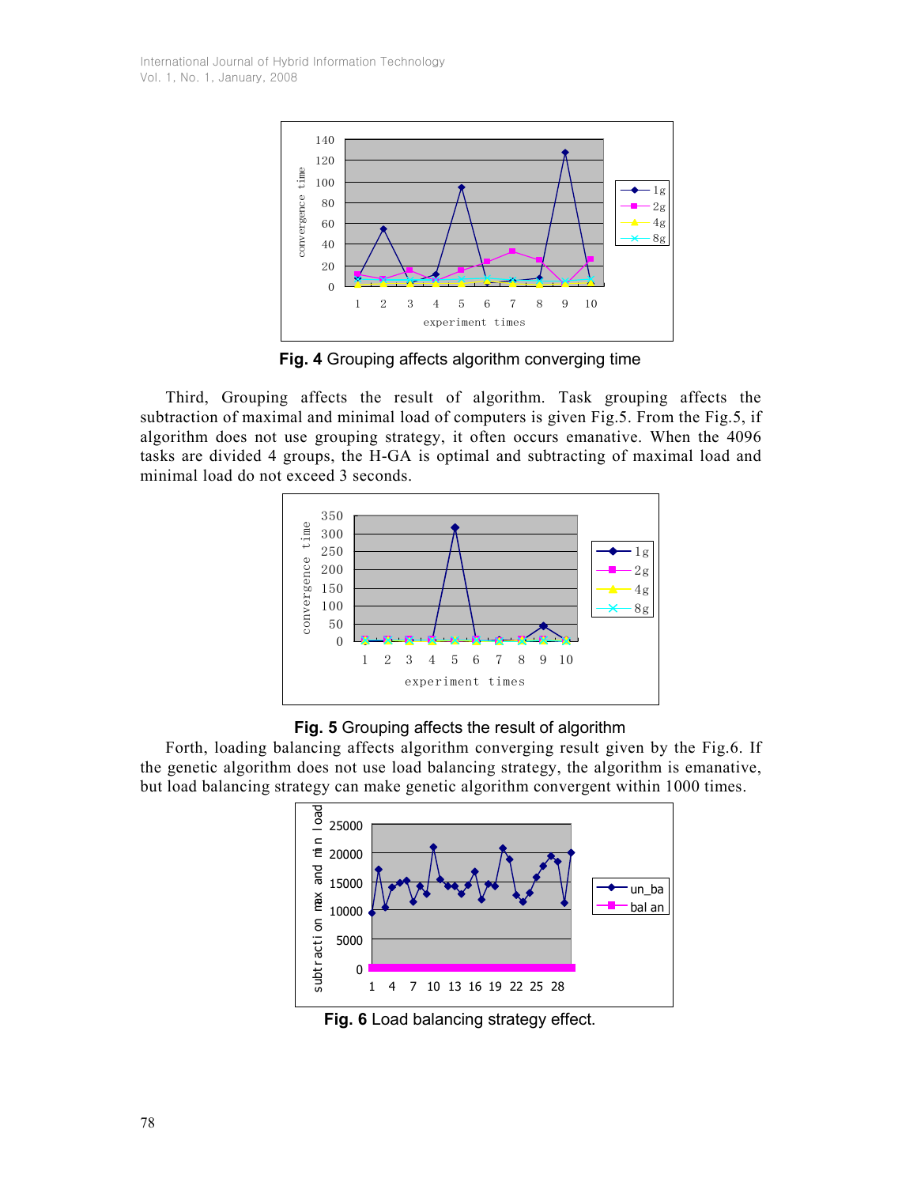140
120
100
80
60
40
20
0

convergence time

1 2 3 4 5 6 7 8 9 10

experiment times

1g
2g
4g
8g

**Fig. 4** Grouping affects algorithm converging time

Third, Grouping affects the result of algorithm. Task grouping affects the subtraction of maximal and minimal load of computers is given Fig.5. From the Fig.5, if algorithm does not use grouping strategy, it often occurs emanative. When the 4096 tasks are divided 4 groups, the H-GA is optimal and subtracting of maximal load and minimal load do not exceed 3 seconds.

350
300
250
200
150
100
50
0

convergence time

1 2 3 4 5 6 7 8 9 10

experiment times

1g
2g
4g
8g

**Fig. 5** Grouping affects the result of algorithm

Forth, loading balancing affects algorithm converging result given by the Fig.6. If the genetic algorithm does not use load balancing strategy, the algorithm is emanative, but load balancing strategy can make genetic algorithm convergent within 1000 times.

25000
20000
15000
10000
5000
0

subtraction max and min load

1 4 7 10 13 16 19 22 25 28

un_ba
bal an

**Fig. 6** Load balancing strategy effect.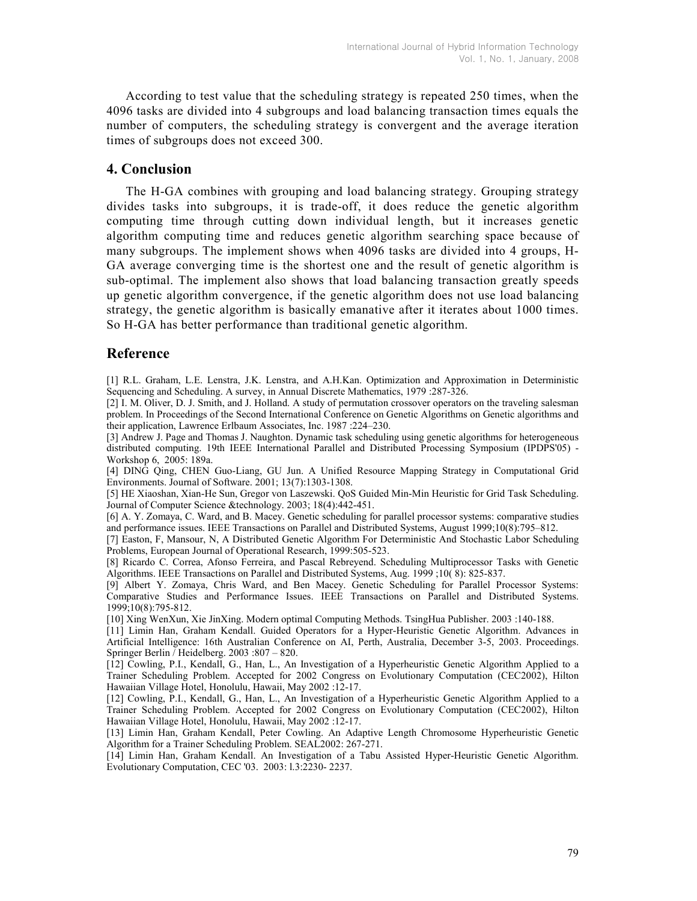According to test value that the scheduling strategy is repeated 250 times, when the 4096 tasks are divided into 4 subgroups and load balancing transaction times equals the number of computers, the scheduling strategy is convergent and the average iteration times of subgroups does not exceed 300.

## 4. Conclusion

The H-GA combines with grouping and load balancing strategy. Grouping strategy divides tasks into subgroups, it is trade-off, it does reduce the genetic algorithm computing time through cutting down individual length, but it increases genetic algorithm computing time and reduces genetic algorithm searching space because of many subgroups. The implement shows when 4096 tasks are divided into 4 groups, H-GA average converging time is the shortest one and the result of genetic algorithm is sub-optimal. The implement also shows that load balancing transaction greatly speeds up genetic algorithm convergence, if the genetic algorithm does not use load balancing strategy, the genetic algorithm is basically emanative after it iterates about 1000 times. So H-GA has better performance than traditional genetic algorithm.

## Reference

[1] R.L. Graham, L.E. Lenstra, J.K. Lenstra, and A.H.Kan. Optimization and Approximation in Deterministic Sequencing and Scheduling. A survey, in Annual Discrete Mathematics, 1979 :287-326.

[2] I. M. Oliver, D. J. Smith, and J. Holland. A study of permutation crossover operators on the traveling salesman problem. In Proceedings of the Second International Conference on Genetic Algorithms on Genetic algorithms and their application, Lawrence Erlbaum Associates, Inc. 1987 :224–230.

[3] Andrew J. Page and Thomas J. Naughton. Dynamic task scheduling using genetic algorithms for heterogeneous distributed computing. 19th IEEE International Parallel and Distributed Processing Symposium (IPDPS'05) - Workshop 6, 2005: 189a.

[4] DING Qing, CHEN Guo-Liang, GU Jun. A Unified Resource Mapping Strategy in Computational Grid Environments. Journal of Software. 2001; 13(7):1303-1308.

[5] HE Xiaoshan, Xian-He Sun, Gregor von Laszewski. QoS Guided Min-Min Heuristic for Grid Task Scheduling. Journal of Computer Science &technology. 2003; 18(4):442-451.

[6] A. Y. Zomaya, C. Ward, and B. Macey. Genetic scheduling for parallel processor systems: comparative studies and performance issues. IEEE Transactions on Parallel and Distributed Systems, August 1999;10(8):795–812.

[7] Easton, F, Mansour, N, A Distributed Genetic Algorithm For Deterministic And Stochastic Labor Scheduling Problems, European Journal of Operational Research, 1999:505-523.

[8] Ricardo C. Correa, Afonso Ferreira, and Pascal Rebreyend. Scheduling Multiprocessor Tasks with Genetic Algorithms. IEEE Transactions on Parallel and Distributed Systems, Aug. 1999 ;10( 8): 825-837.

[9] Albert Y. Zomaya, Chris Ward, and Ben Macey. Genetic Scheduling for Parallel Processor Systems: Comparative Studies and Performance Issues. IEEE Transactions on Parallel and Distributed Systems. 1999;10(8):795-812.

[10] Xing WenXun, Xie JinXing. Modern optimal Computing Methods. TsingHua Publisher. 2003 :140-188.

[11] Limin Han, Graham Kendall. Guided Operators for a Hyper-Heuristic Genetic Algorithm. Advances in Artificial Intelligence: 16th Australian Conference on AI, Perth, Australia, December 3-5, 2003. Proceedings. Springer Berlin / Heidelberg. 2003 :807 – 820.

[12] Cowling, P.I., Kendall, G., Han, L., An Investigation of a Hyperheuristic Genetic Algorithm Applied to a Trainer Scheduling Problem. Accepted for 2002 Congress on Evolutionary Computation (CEC2002), Hilton Hawaiian Village Hotel, Honolulu, Hawaii, May 2002 :12-17.

[12] Cowling, P.I., Kendall, G., Han, L., An Investigation of a Hyperheuristic Genetic Algorithm Applied to a Trainer Scheduling Problem. Accepted for 2002 Congress on Evolutionary Computation (CEC2002), Hilton Hawaiian Village Hotel, Honolulu, Hawaii, May 2002 :12-17.

[13] Limin Han, Graham Kendall, Peter Cowling. An Adaptive Length Chromosome Hyperheuristic Genetic Algorithm for a Trainer Scheduling Problem. SEAL2002: 267-271.

[14] Limin Han, Graham Kendall. An Investigation of a Tabu Assisted Hyper-Heuristic Genetic Algorithm. Evolutionary Computation, CEC '03. 2003: l.3:2230- 2237.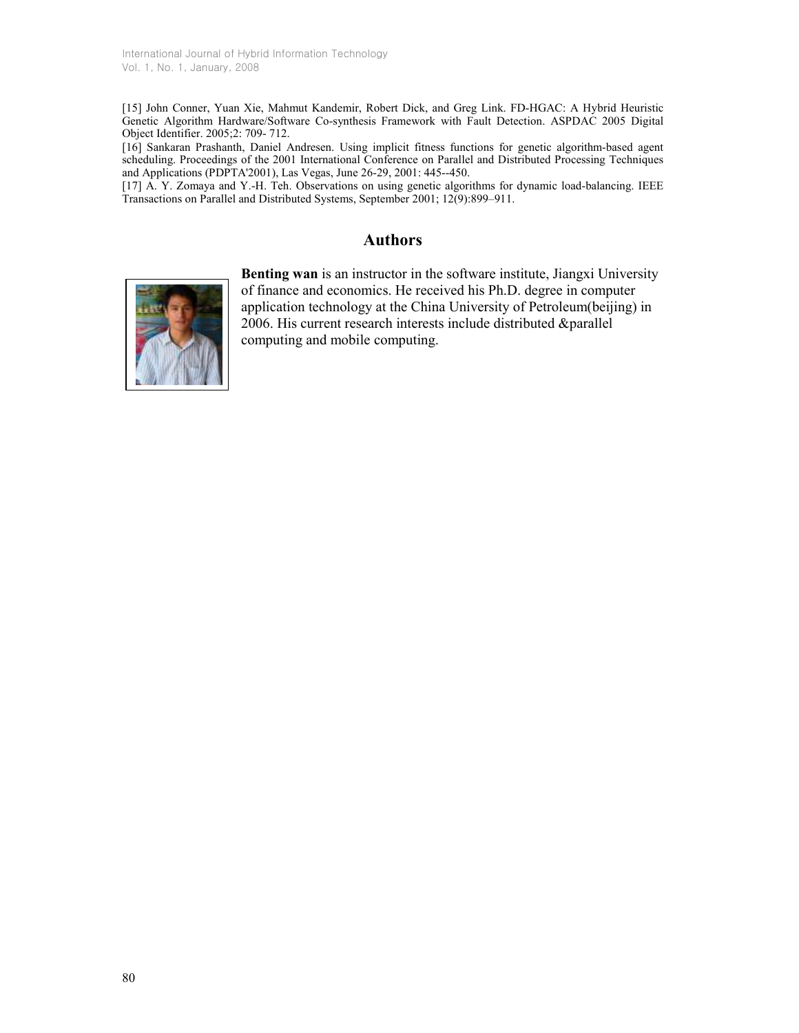[15] John Conner, Yuan Xie, Mahmut Kandemir, Robert Dick, and Greg Link. FD-HGAC: A Hybrid Heuristic Genetic Algorithm Hardware/Software Co-synthesis Framework with Fault Detection. ASPDAC 2005 Digital Object Identifier. 2005;2: 709- 712.

[16] Sankaran Prashanth, Daniel Andresen. Using implicit fitness functions for genetic algorithm-based agent scheduling. Proceedings of the 2001 International Conference on Parallel and Distributed Processing Techniques and Applications (PDPTA'2001), Las Vegas, June 26-29, 2001: 445--450.

[17] A. Y. Zomaya and Y.-H. Teh. Observations on using genetic algorithms for dynamic load-balancing. IEEE Transactions on Parallel and Distributed Systems, September 2001; 12(9):899–911.

## Authors

**Benting wan** is an instructor in the software institute, Jiangxi University of finance and economics. He received his Ph.D. degree in computer application technology at the China University of Petroleum(beijing) in 2006. His current research interests include distributed &parallel computing and mobile computing.